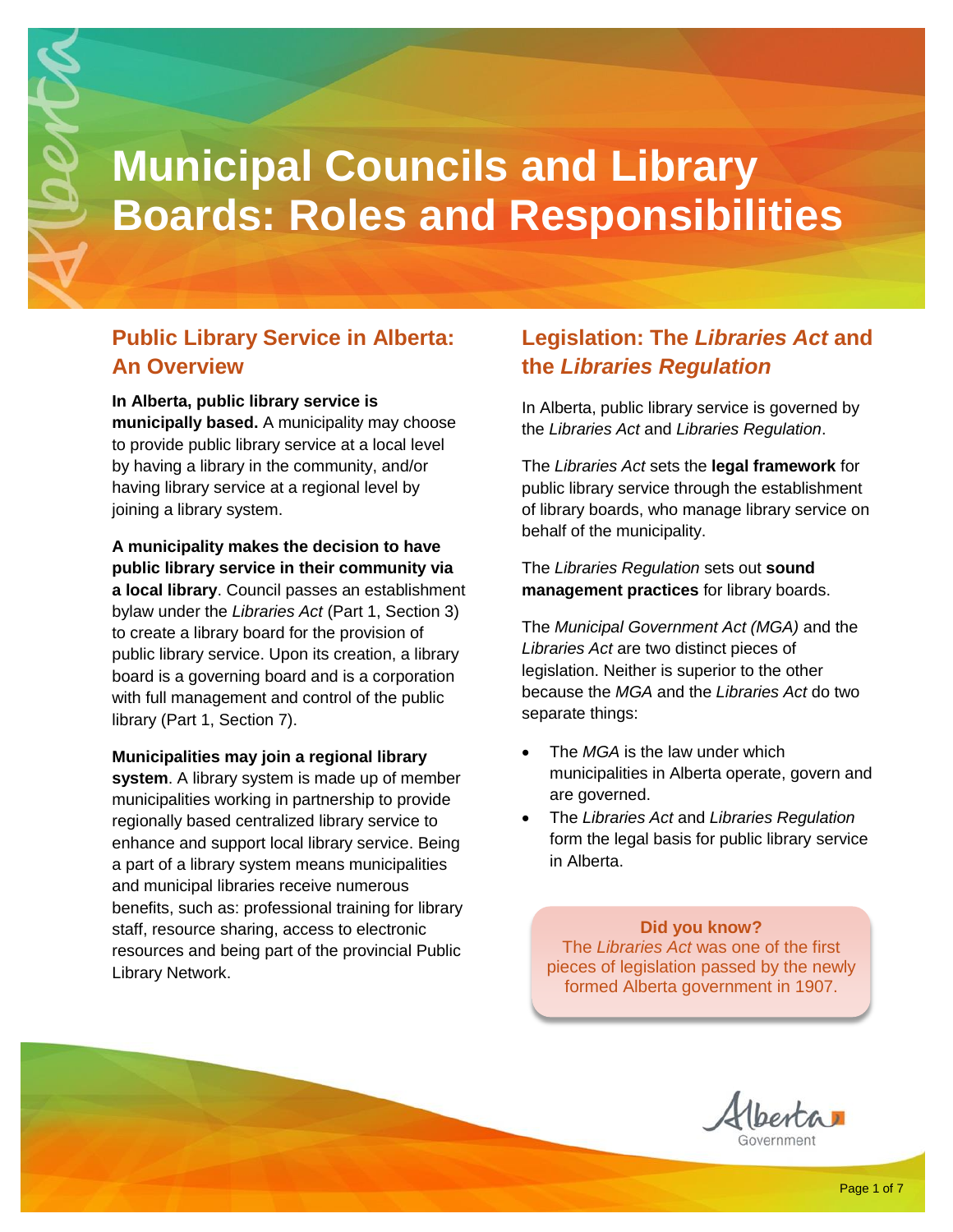# Municipal Councils and Library Boards: Roles and Responsibilities

## Public Library Service in Alberta: An Overview

**In Alberta, public library service is municipally based.** A municipality may choose to provide public library service at a local level by having a library in the community, and/or having library service at a regional level by joining a library system.

**A municipality makes the decision to have public library service in their community via a local library**. Council passes an establishment bylaw under the *Libraries Act* (Part 1, Section 3) to create a library board for the provision of public library service. Upon its creation, a library board is a governing board and is a corporation with full management and control of the public library (Part 1, Section 7).

**Municipalities may join a regional library system**. A library system is made up of member municipalities working in partnership to provide regionally based centralized library service to enhance and support local library service. Being a part of a library system means municipalities and municipal libraries receive numerous benefits, such as: professional training for library staff, resource sharing, access to electronic resources and being part of the provincial Public Library Network.

## Legislation: The *Libraries Act* and the *Libraries Regulation*

In Alberta, public library service is governed by the *Libraries Act* and *Libraries Regulation*.

The *Libraries Act* sets the **legal framework** for public library service through the establishment of library boards, who manage library service on behalf of the municipality.

The *Libraries Regulation* sets out **sound management practices** for library boards.

The *Municipal Government Act (MGA)* and the *Libraries Act* are two distinct pieces of legislation. Neither is superior to the other because the *MGA* and the *Libraries Act* do two separate things:

- The *MGA* is the law under which municipalities in Alberta operate, govern and are governed.
- The *Libraries Act* and *Libraries Regulation* form the legal basis for public library service in Alberta.

**Did you know?**
The *Libraries Act* was one of the first pieces of legislation passed by the newly formed Alberta government in 1907.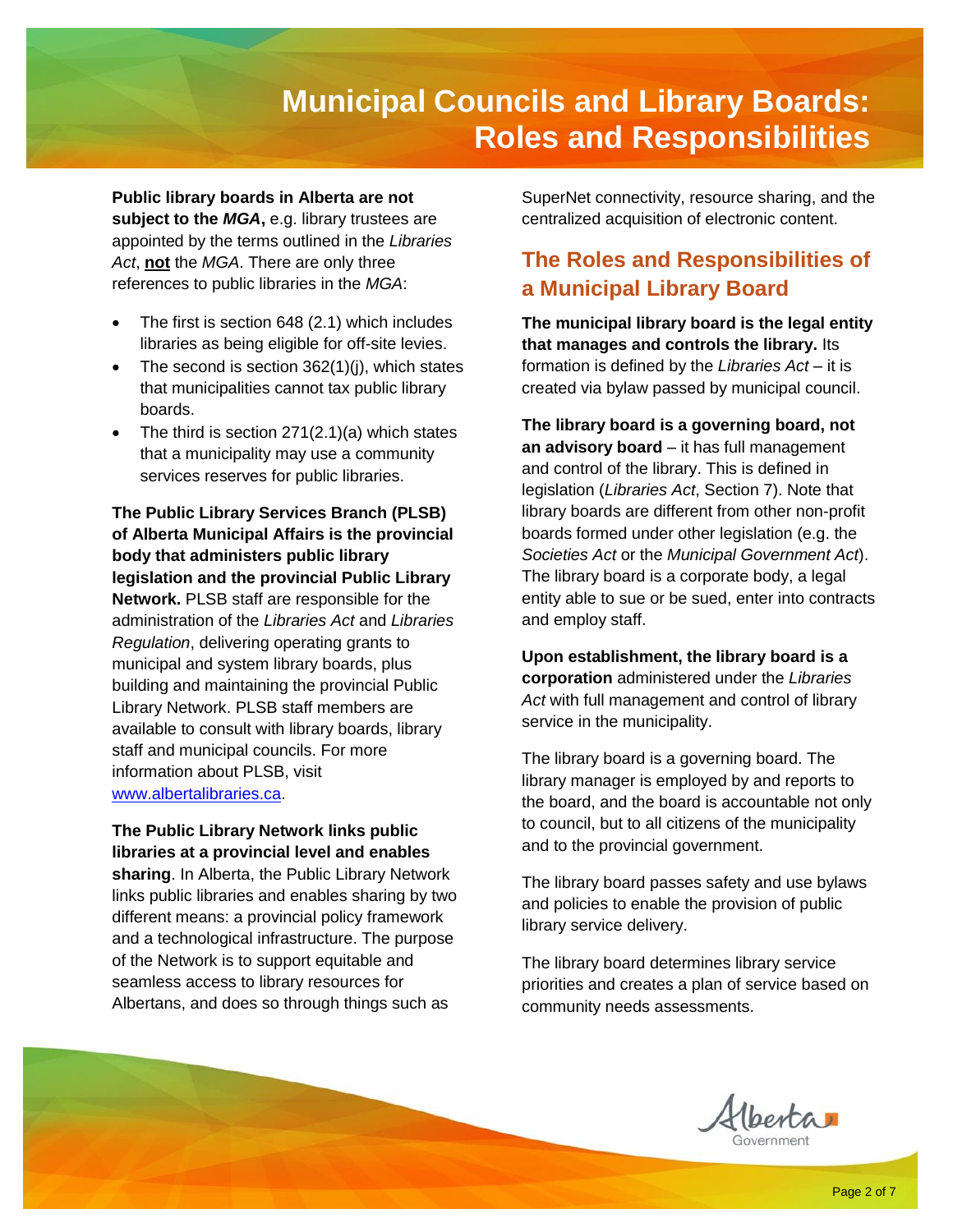# Municipal Councils and Library Boards: Roles and Responsibilities

**Public library boards in Alberta are not subject to the *MGA*,** e.g. library trustees are appointed by the terms outlined in the *Libraries Act*, **not** the *MGA*. There are only three references to public libraries in the *MGA*:

- The first is section 648 (2.1) which includes libraries as being eligible for off-site levies.
- The second is section 362(1)(j), which states that municipalities cannot tax public library boards.
- The third is section 271(2.1)(a) which states that a municipality may use a community services reserves for public libraries.

**The Public Library Services Branch (PLSB) of Alberta Municipal Affairs is the provincial body that administers public library legislation and the provincial Public Library Network.** PLSB staff are responsible for the administration of the *Libraries Act* and *Libraries Regulation*, delivering operating grants to municipal and system library boards, plus building and maintaining the provincial Public Library Network. PLSB staff members are available to consult with library boards, library staff and municipal councils. For more information about PLSB, visit www.albertalibraries.ca.

**The Public Library Network links public libraries at a provincial level and enables sharing**. In Alberta, the Public Library Network links public libraries and enables sharing by two different means: a provincial policy framework and a technological infrastructure. The purpose of the Network is to support equitable and seamless access to library resources for Albertans, and does so through things such as SuperNet connectivity, resource sharing, and the centralized acquisition of electronic content.

## The Roles and Responsibilities of a Municipal Library Board

**The municipal library board is the legal entity that manages and controls the library.** Its formation is defined by the *Libraries Act* – it is created via bylaw passed by municipal council.

**The library board is a governing board, not an advisory board** – it has full management and control of the library. This is defined in legislation (*Libraries Act*, Section 7). Note that library boards are different from other non-profit boards formed under other legislation (e.g. the *Societies Act* or the *Municipal Government Act*). The library board is a corporate body, a legal entity able to sue or be sued, enter into contracts and employ staff.

**Upon establishment, the library board is a corporation** administered under the *Libraries Act* with full management and control of library service in the municipality.

The library board is a governing board. The library manager is employed by and reports to the board, and the board is accountable not only to council, but to all citizens of the municipality and to the provincial government.

The library board passes safety and use bylaws and policies to enable the provision of public library service delivery.

The library board determines library service priorities and creates a plan of service based on community needs assessments.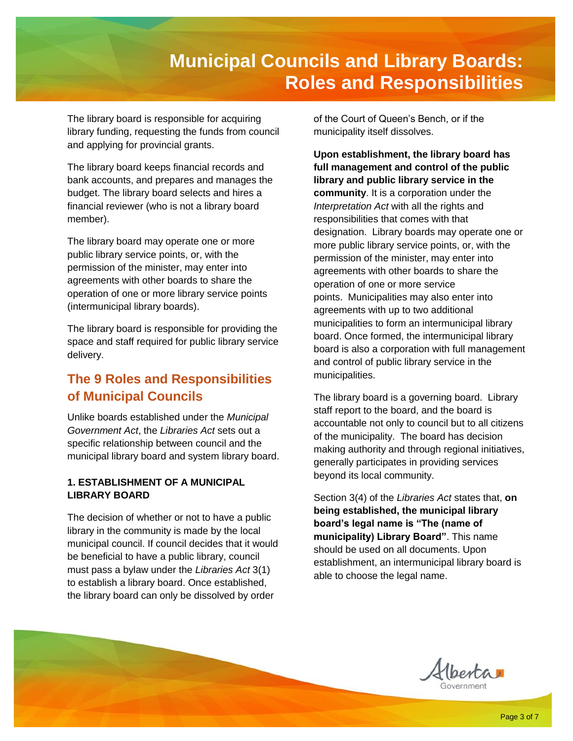The library board is responsible for acquiring library funding, requesting the funds from council and applying for provincial grants.

The library board keeps financial records and bank accounts, and prepares and manages the budget. The library board selects and hires a financial reviewer (who is not a library board member).

The library board may operate one or more public library service points, or, with the permission of the minister, may enter into agreements with other boards to share the operation of one or more library service points (intermunicipal library boards).

The library board is responsible for providing the space and staff required for public library service delivery.

## The 9 Roles and Responsibilities of Municipal Councils

Unlike boards established under the *Municipal Government Act*, the *Libraries Act* sets out a specific relationship between council and the municipal library board and system library board.

### 1. ESTABLISHMENT OF A MUNICIPAL LIBRARY BOARD

The decision of whether or not to have a public library in the community is made by the local municipal council. If council decides that it would be beneficial to have a public library, council must pass a bylaw under the *Libraries Act* 3(1) to establish a library board. Once established, the library board can only be dissolved by order of the Court of Queen's Bench, or if the municipality itself dissolves.

**Upon establishment, the library board has full management and control of the public library and public library service in the community**. It is a corporation under the *Interpretation Act* with all the rights and responsibilities that comes with that designation. Library boards may operate one or more public library service points, or, with the permission of the minister, may enter into agreements with other boards to share the operation of one or more service points. Municipalities may also enter into agreements with up to two additional municipalities to form an intermunicipal library board. Once formed, the intermunicipal library board is also a corporation with full management and control of public library service in the municipalities.

The library board is a governing board. Library staff report to the board, and the board is accountable not only to council but to all citizens of the municipality. The board has decision making authority and through regional initiatives, generally participates in providing services beyond its local community.

Section 3(4) of the *Libraries Act* states that, **on being established, the municipal library board's legal name is "The (name of municipality) Library Board"**. This name should be used on all documents. Upon establishment, an intermunicipal library board is able to choose the legal name.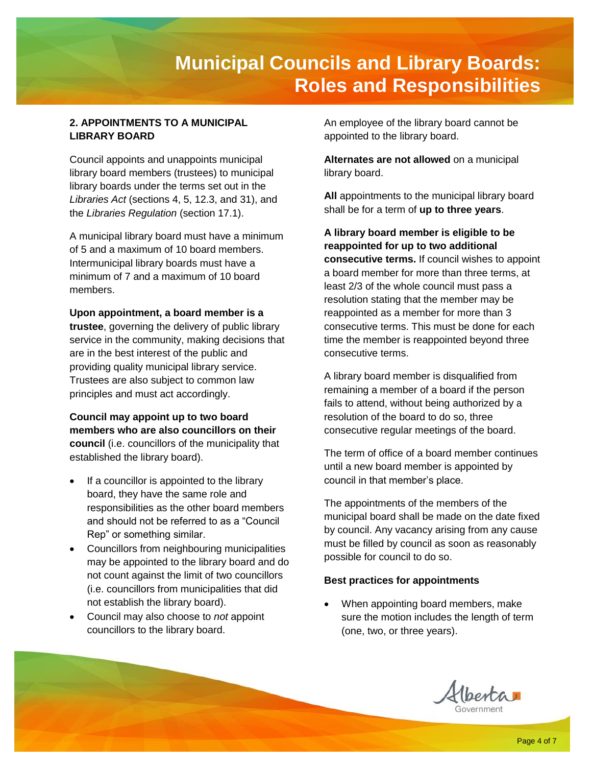## 2. APPOINTMENTS TO A MUNICIPAL LIBRARY BOARD

Council appoints and unappoints municipal library board members (trustees) to municipal library boards under the terms set out in the *Libraries Act* (sections 4, 5, 12.3, and 31), and the *Libraries Regulation* (section 17.1).

A municipal library board must have a minimum of 5 and a maximum of 10 board members. Intermunicipal library boards must have a minimum of 7 and a maximum of 10 board members.

**Upon appointment, a board member is a trustee**, governing the delivery of public library service in the community, making decisions that are in the best interest of the public and providing quality municipal library service. Trustees are also subject to common law principles and must act accordingly.

**Council may appoint up to two board members who are also councillors on their council** (i.e. councillors of the municipality that established the library board).

- If a councillor is appointed to the library board, they have the same role and responsibilities as the other board members and should not be referred to as a "Council Rep" or something similar.
- Councillors from neighbouring municipalities may be appointed to the library board and do not count against the limit of two councillors (i.e. councillors from municipalities that did not establish the library board).
- Council may also choose to *not* appoint councillors to the library board.

An employee of the library board cannot be appointed to the library board.

**Alternates are not allowed** on a municipal library board.

**All** appointments to the municipal library board shall be for a term of **up to three years**.

**A library board member is eligible to be reappointed for up to two additional consecutive terms.** If council wishes to appoint a board member for more than three terms, at least 2/3 of the whole council must pass a resolution stating that the member may be reappointed as a member for more than 3 consecutive terms. This must be done for each time the member is reappointed beyond three consecutive terms.

A library board member is disqualified from remaining a member of a board if the person fails to attend, without being authorized by a resolution of the board to do so, three consecutive regular meetings of the board.

The term of office of a board member continues until a new board member is appointed by council in that member's place.

The appointments of the members of the municipal board shall be made on the date fixed by council. Any vacancy arising from any cause must be filled by council as soon as reasonably possible for council to do so.

### Best practices for appointments

- When appointing board members, make sure the motion includes the length of term (one, two, or three years).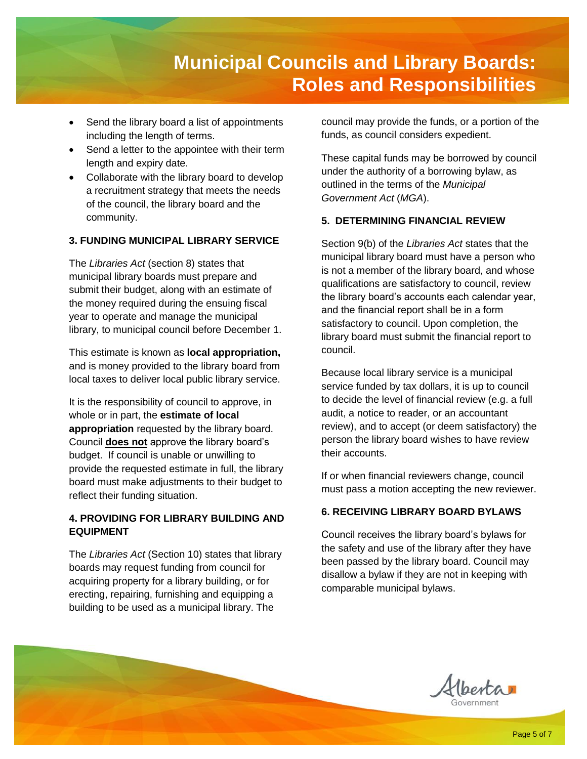- Send the library board a list of appointments including the length of terms.
- Send a letter to the appointee with their term length and expiry date.
- Collaborate with the library board to develop a recruitment strategy that meets the needs of the council, the library board and the community.

### 3. FUNDING MUNICIPAL LIBRARY SERVICE

The *Libraries Act* (section 8) states that municipal library boards must prepare and submit their budget, along with an estimate of the money required during the ensuing fiscal year to operate and manage the municipal library, to municipal council before December 1.

This estimate is known as **local appropriation,** and is money provided to the library board from local taxes to deliver local public library service.

It is the responsibility of council to approve, in whole or in part, the **estimate of local appropriation** requested by the library board. Council **does not** approve the library board's budget. If council is unable or unwilling to provide the requested estimate in full, the library board must make adjustments to their budget to reflect their funding situation.

### 4. PROVIDING FOR LIBRARY BUILDING AND EQUIPMENT

The *Libraries Act* (Section 10) states that library boards may request funding from council for acquiring property for a library building, or for erecting, repairing, furnishing and equipping a building to be used as a municipal library. The council may provide the funds, or a portion of the funds, as council considers expedient.

These capital funds may be borrowed by council under the authority of a borrowing bylaw, as outlined in the terms of the *Municipal Government Act* (*MGA*).

### 5. DETERMINING FINANCIAL REVIEW

Section 9(b) of the *Libraries Act* states that the municipal library board must have a person who is not a member of the library board, and whose qualifications are satisfactory to council, review the library board's accounts each calendar year, and the financial report shall be in a form satisfactory to council. Upon completion, the library board must submit the financial report to council.

Because local library service is a municipal service funded by tax dollars, it is up to council to decide the level of financial review (e.g. a full audit, a notice to reader, or an accountant review), and to accept (or deem satisfactory) the person the library board wishes to have review their accounts.

If or when financial reviewers change, council must pass a motion accepting the new reviewer.

### 6. RECEIVING LIBRARY BOARD BYLAWS

Council receives the library board's bylaws for the safety and use of the library after they have been passed by the library board. Council may disallow a bylaw if they are not in keeping with comparable municipal bylaws.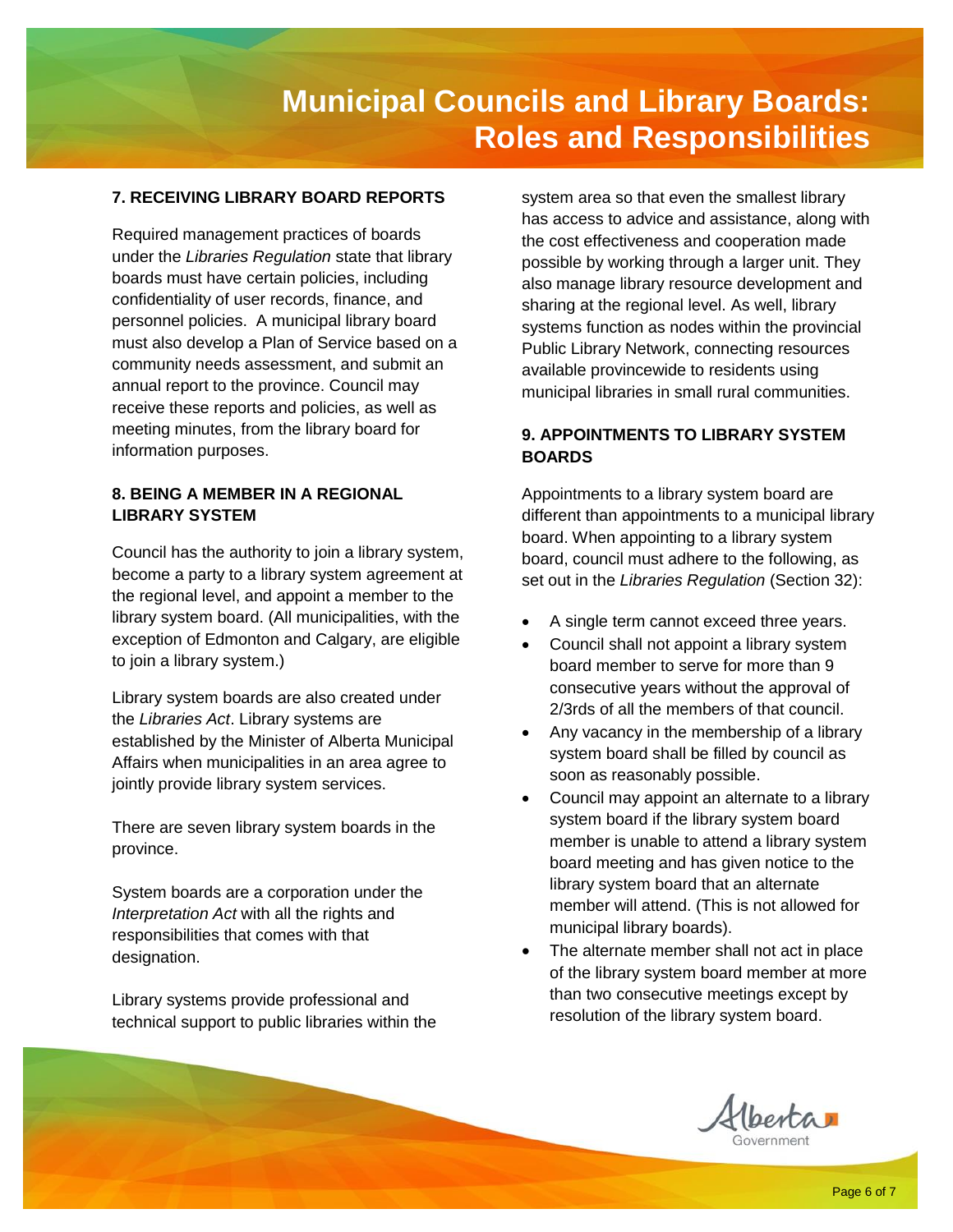### 7. RECEIVING LIBRARY BOARD REPORTS

Required management practices of boards under the *Libraries Regulation* state that library boards must have certain policies, including confidentiality of user records, finance, and personnel policies. A municipal library board must also develop a Plan of Service based on a community needs assessment, and submit an annual report to the province. Council may receive these reports and policies, as well as meeting minutes, from the library board for information purposes.

### 8. BEING A MEMBER IN A REGIONAL LIBRARY SYSTEM

Council has the authority to join a library system, become a party to a library system agreement at the regional level, and appoint a member to the library system board. (All municipalities, with the exception of Edmonton and Calgary, are eligible to join a library system.)

Library system boards are also created under the *Libraries Act*. Library systems are established by the Minister of Alberta Municipal Affairs when municipalities in an area agree to jointly provide library system services.

There are seven library system boards in the province.

System boards are a corporation under the *Interpretation Act* with all the rights and responsibilities that comes with that designation.

Library systems provide professional and technical support to public libraries within the system area so that even the smallest library has access to advice and assistance, along with the cost effectiveness and cooperation made possible by working through a larger unit. They also manage library resource development and sharing at the regional level. As well, library systems function as nodes within the provincial Public Library Network, connecting resources available provincewide to residents using municipal libraries in small rural communities.

### 9. APPOINTMENTS TO LIBRARY SYSTEM BOARDS

Appointments to a library system board are different than appointments to a municipal library board. When appointing to a library system board, council must adhere to the following, as set out in the *Libraries Regulation* (Section 32):

- A single term cannot exceed three years.
- Council shall not appoint a library system board member to serve for more than 9 consecutive years without the approval of 2/3rds of all the members of that council.
- Any vacancy in the membership of a library system board shall be filled by council as soon as reasonably possible.
- Council may appoint an alternate to a library system board if the library system board member is unable to attend a library system board meeting and has given notice to the library system board that an alternate member will attend. (This is not allowed for municipal library boards).
- The alternate member shall not act in place of the library system board member at more than two consecutive meetings except by resolution of the library system board.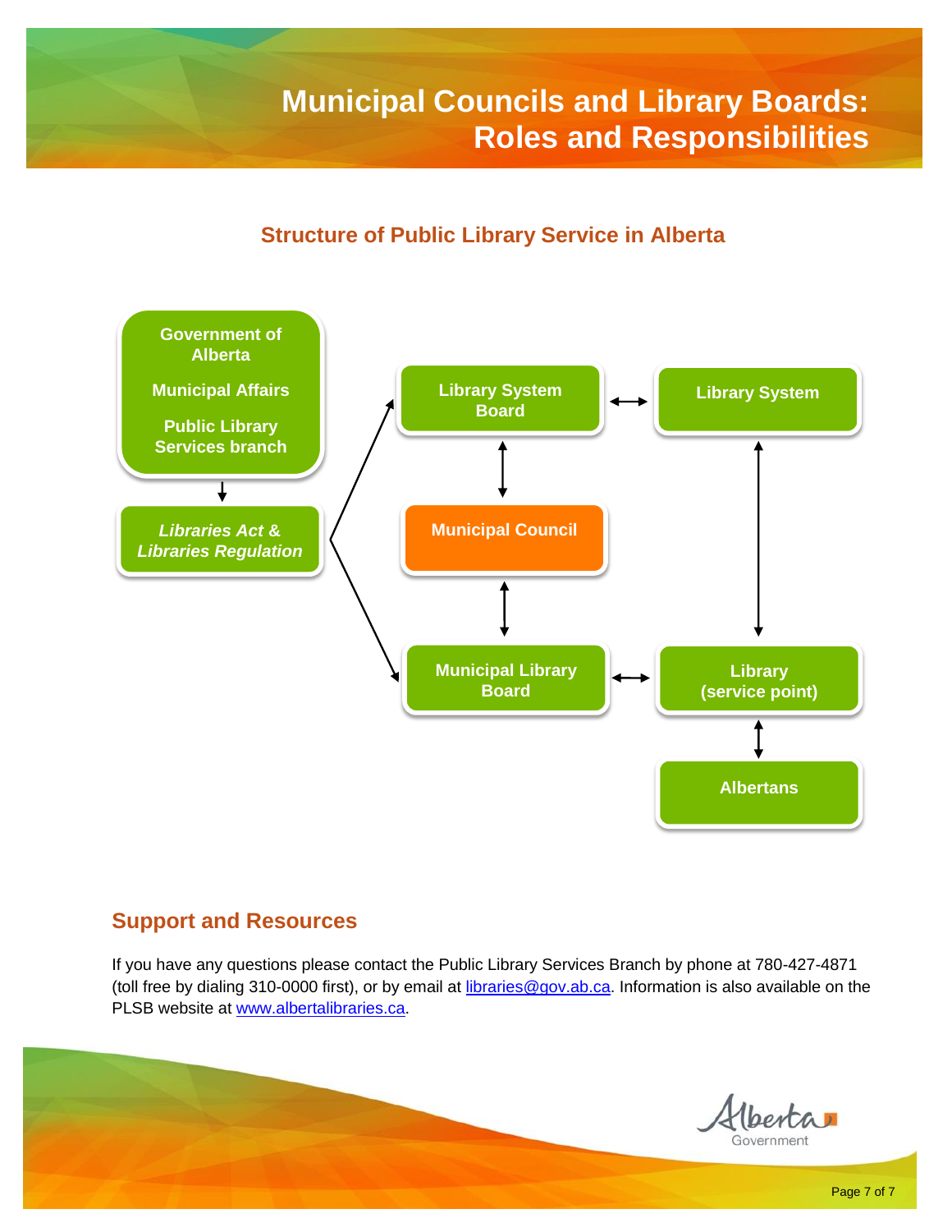# Municipal Councils and Library Boards: Roles and Responsibilities

## Structure of Public Library Service in Alberta

Government of Alberta

Municipal Affairs

Public Library Services branch

*Libraries Act* & *Libraries Regulation*

Library System Board

Library System

Municipal Council

Municipal Library Board

Library (service point)

Albertans

## Support and Resources

If you have any questions please contact the Public Library Services Branch by phone at 780-427-4871 (toll free by dialing 310-0000 first), or by email at libraries@gov.ab.ca. Information is also available on the PLSB website at www.albertalibraries.ca.